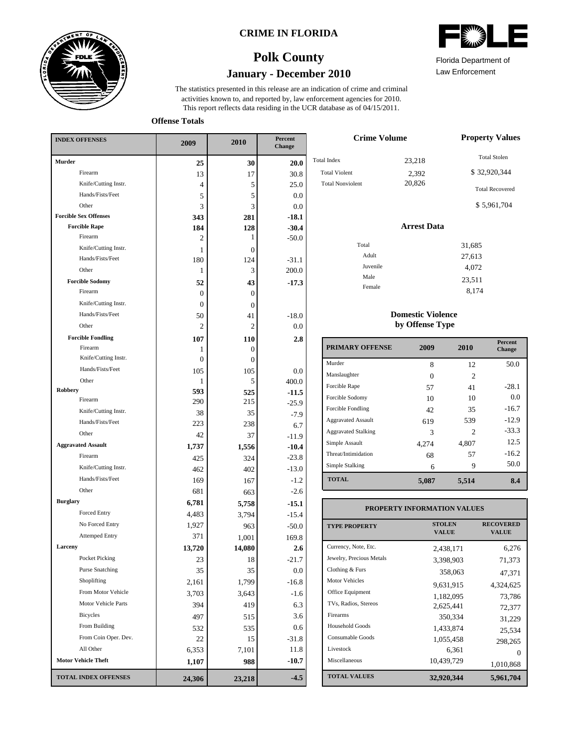# CRIME IN FLORIDA

## Polk County

### January - December 2010

Florida Department of Law Enforcement

The statistics presented in this release are an indication of crime and criminal activities known to, and reported by, law enforcement agencies for 2010. This report reflects data residing in the UCR database as of 04/15/2011.

**Offense Totals**

| INDEX OFFENSES | 2009 | 2010 | Percent Change |
|---|---|---|---|
| **Murder** | **25** | **30** | **20.0** |
| Firearm | 13 | 17 | 30.8 |
| Knife/Cutting Instr. | 4 | 5 | 25.0 |
| Hands/Fists/Feet | 5 | 5 | 0.0 |
| Other | 3 | 3 | 0.0 |
| **Forcible Sex Offenses** | **343** | **281** | **-18.1** |
| **Forcible Rape** | **184** | **128** | **-30.4** |
| Firearm | 2 | 1 | -50.0 |
| Knife/Cutting Instr. | 1 | 0 | |
| Hands/Fists/Feet | 180 | 124 | -31.1 |
| Other | 1 | 3 | 200.0 |
| **Forcible Sodomy** | **52** | **43** | **-17.3** |
| Firearm | 0 | 0 | |
| Knife/Cutting Instr. | 0 | 0 | |
| Hands/Fists/Feet | 50 | 41 | -18.0 |
| Other | 2 | 2 | 0.0 |
| **Forcible Fondling** | **107** | **110** | **2.8** |
| Firearm | 1 | 0 | |
| Knife/Cutting Instr. | 0 | 0 | |
| Hands/Fists/Feet | 105 | 105 | 0.0 |
| Other | 1 | 5 | 400.0 |
| **Robbery** | **593** | **525** | **-11.5** |
| Firearm | 290 | 215 | -25.9 |
| Knife/Cutting Instr. | 38 | 35 | -7.9 |
| Hands/Fists/Feet | 223 | 238 | 6.7 |
| Other | 42 | 37 | -11.9 |
| **Aggravated Assault** | **1,737** | **1,556** | **-10.4** |
| Firearm | 425 | 324 | -23.8 |
| Knife/Cutting Instr. | 462 | 402 | -13.0 |
| Hands/Fists/Feet | 169 | 167 | -1.2 |
| Other | 681 | 663 | -2.6 |
| **Burglary** | **6,781** | **5,758** | **-15.1** |
| Forced Entry | 4,483 | 3,794 | -15.4 |
| No Forced Entry | 1,927 | 963 | -50.0 |
| Attemped Entry | 371 | 1,001 | 169.8 |
| **Larceny** | **13,720** | **14,080** | **2.6** |
| Pocket Picking | 23 | 18 | -21.7 |
| Purse Snatching | 35 | 35 | 0.0 |
| Shoplifting | 2,161 | 1,799 | -16.8 |
| From Motor Vehicle | 3,703 | 3,643 | -1.6 |
| Motor Vehicle Parts | 394 | 419 | 6.3 |
| Bicycles | 497 | 515 | 3.6 |
| From Building | 532 | 535 | 0.6 |
| From Coin Oper. Dev. | 22 | 15 | -31.8 |
| All Other | 6,353 | 7,101 | 11.8 |
| **Motor Vehicle Theft** | **1,107** | **988** | **-10.7** |
| **TOTAL INDEX OFFENSES** | **24,306** | **23,218** | **-4.5** |

**Crime Volume**

| | |
|---|---|
| Total Index | 23,218 |
| Total Violent | 2,392 |
| Total Nonviolent | 20,826 |

**Property Values**

Total Stolen: $ 32,920,344

Total Recovered: $ 5,961,704

**Arrest Data**

| | |
|---|---|
| Total | 31,685 |
| Adult | 27,613 |
| Juvenile | 4,072 |
| Male | 23,511 |
| Female | 8,174 |

**Domestic Violence by Offense Type**

| PRIMARY OFFENSE | 2009 | 2010 | Percent Change |
|---|---|---|---|
| Murder | 8 | 12 | 50.0 |
| Manslaughter | 0 | 2 | |
| Forcible Rape | 57 | 41 | -28.1 |
| Forcible Sodomy | 10 | 10 | 0.0 |
| Forcible Fondling | 42 | 35 | -16.7 |
| Aggravated Assault | 619 | 539 | -12.9 |
| Aggravated Stalking | 3 | 2 | -33.3 |
| Simple Assault | 4,274 | 4,807 | 12.5 |
| Threat/Intimidation | 68 | 57 | -16.2 |
| Simple Stalking | 6 | 9 | 50.0 |
| **TOTAL** | **5,087** | **5,514** | **8.4** |

**PROPERTY INFORMATION VALUES**

| TYPE PROPERTY | STOLEN VALUE | RECOVERED VALUE |
|---|---|---|
| Currency, Note, Etc. | 2,438,171 | 6,276 |
| Jewelry, Precious Metals | 3,398,903 | 71,373 |
| Clothing & Furs | 358,063 | 47,371 |
| Motor Vehicles | 9,631,915 | 4,324,625 |
| Office Equipment | 1,182,095 | 73,786 |
| TVs, Radios, Stereos | 2,625,441 | 72,377 |
| Firearms | 350,334 | 31,229 |
| Household Goods | 1,433,874 | 25,534 |
| Consumable Goods | 1,055,458 | 298,265 |
| Livestock | 6,361 | 0 |
| Miscellaneous | 10,439,729 | 1,010,868 |
| **TOTAL VALUES** | **32,920,344** | **5,961,704** |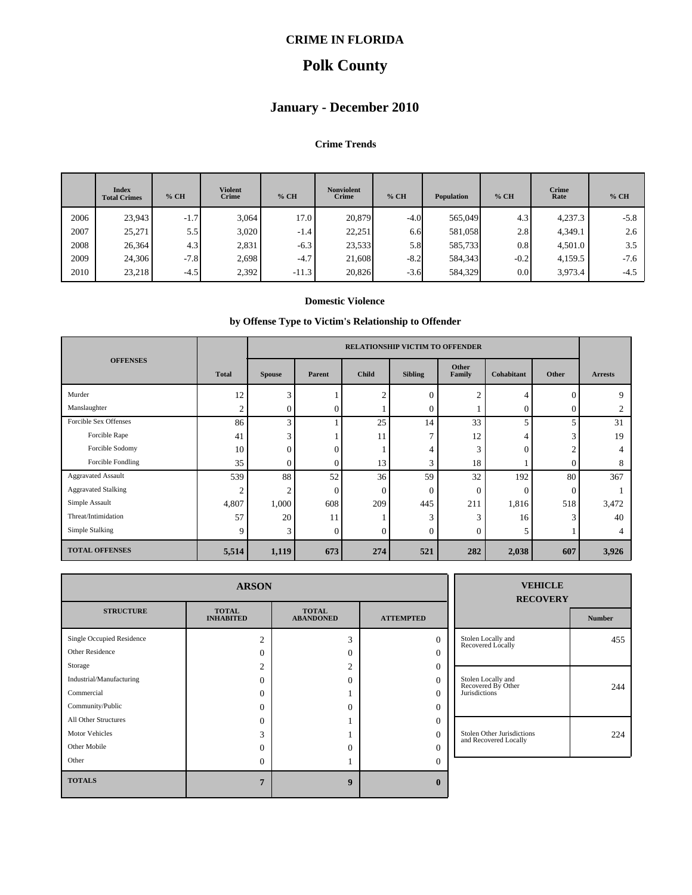**CRIME IN FLORIDA**

# Polk County

## January - December 2010

### Crime Trends

| | Index Total Crimes | % CH | Violent Crime | % CH | Nonviolent Crime | % CH | Population | % CH | Crime Rate | % CH |
|---|---|---|---|---|---|---|---|---|---|---|
| 2006 | 23,943 | -1.7 | 3,064 | 17.0 | 20,879 | -4.0 | 565,049 | 4.3 | 4,237.3 | -5.8 |
| 2007 | 25,271 | 5.5 | 3,020 | -1.4 | 22,251 | 6.6 | 581,058 | 2.8 | 4,349.1 | 2.6 |
| 2008 | 26,364 | 4.3 | 2,831 | -6.3 | 23,533 | 5.8 | 585,733 | 0.8 | 4,501.0 | 3.5 |
| 2009 | 24,306 | -7.8 | 2,698 | -4.7 | 21,608 | -8.2 | 584,343 | -0.2 | 4,159.5 | -7.6 |
| 2010 | 23,218 | -4.5 | 2,392 | -11.3 | 20,826 | -3.6 | 584,329 | 0.0 | 3,973.4 | -4.5 |

### Domestic Violence

### by Offense Type to Victim's Relationship to Offender

| OFFENSES | | RELATIONSHIP VICTIM TO OFFENDER | | | | | | | |
|---|---|---|---|---|---|---|---|---|---|
| | Total | Spouse | Parent | Child | Sibling | Other Family | Cohabitant | Other | Arrests |
| Murder | 12 | 3 | 1 | 2 | 0 | 2 | 4 | 0 | 9 |
| Manslaughter | 2 | 0 | 0 | 1 | 0 | 1 | 0 | 0 | 2 |
| Forcible Sex Offenses | 86 | 3 | 1 | 25 | 14 | 33 | 5 | 5 | 31 |
| Forcible Rape | 41 | 3 | 1 | 11 | 7 | 12 | 4 | 3 | 19 |
| Forcible Sodomy | 10 | 0 | 0 | 1 | 4 | 3 | 0 | 2 | 4 |
| Forcible Fondling | 35 | 0 | 0 | 13 | 3 | 18 | 1 | 0 | 8 |
| Aggravated Assault | 539 | 88 | 52 | 36 | 59 | 32 | 192 | 80 | 367 |
| Aggravated Stalking | 2 | 2 | 0 | 0 | 0 | 0 | 0 | 0 | 1 |
| Simple Assault | 4,807 | 1,000 | 608 | 209 | 445 | 211 | 1,816 | 518 | 3,472 |
| Threat/Intimidation | 57 | 20 | 11 | 1 | 3 | 3 | 16 | 3 | 40 |
| Simple Stalking | 9 | 3 | 0 | 0 | 0 | 0 | 5 | 1 | 4 |
| **TOTAL OFFENSES** | **5,514** | **1,119** | **673** | **274** | **521** | **282** | **2,038** | **607** | **3,926** |

| ARSON | | | |
|---|---|---|---|
| STRUCTURE | TOTAL INHABITED | TOTAL ABANDONED | ATTEMPTED |
| Single Occupied Residence | 2 | 3 | 0 |
| Other Residence | 0 | 0 | 0 |
| Storage | 2 | 2 | 0 |
| Industrial/Manufacturing | 0 | 0 | 0 |
| Commercial | 0 | 1 | 0 |
| Community/Public | 0 | 0 | 0 |
| All Other Structures | 0 | 1 | 0 |
| Motor Vehicles | 3 | 1 | 0 |
| Other Mobile | 0 | 0 | 0 |
| Other | 0 | 1 | 0 |
| **TOTALS** | **7** | **9** | **0** |

| VEHICLE RECOVERY | Number |
|---|---|
| Stolen Locally and Recovered Locally | 455 |
| Stolen Locally and Recovered By Other Jurisdictions | 244 |
| Stolen Other Jurisdictions and Recovered Locally | 224 |